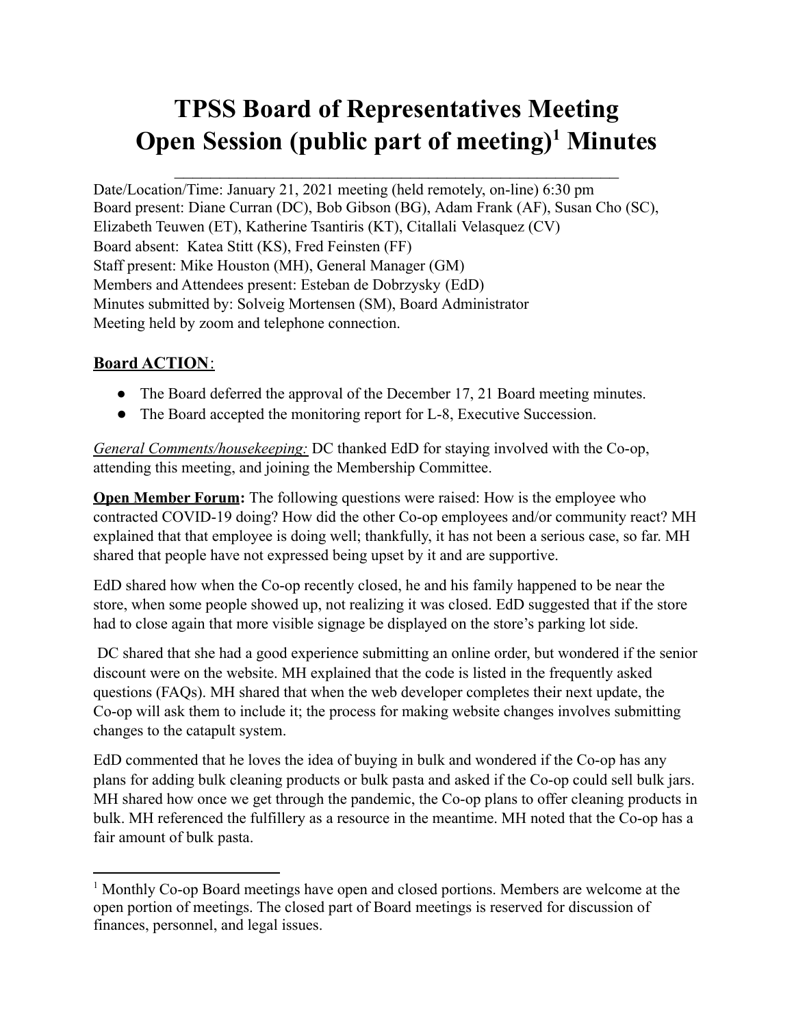# TPSS Board of Representatives Meeting Open Session (public part of meeting)[1] Minutes

---

Date/Location/Time: January 21, 2021 meeting (held remotely, on-line) 6:30 pm
Board present: Diane Curran (DC), Bob Gibson (BG), Adam Frank (AF), Susan Cho (SC), Elizabeth Teuwen (ET), Katherine Tsantiris (KT), Citallali Velasquez (CV)
Board absent: Katea Stitt (KS), Fred Feinsten (FF)
Staff present: Mike Houston (MH), General Manager (GM)
Members and Attendees present: Esteban de Dobrzysky (EdD)
Minutes submitted by: Solveig Mortensen (SM), Board Administrator
Meeting held by zoom and telephone connection.

## Board ACTION:

- The Board deferred the approval of the December 17, 21 Board meeting minutes.
- The Board accepted the monitoring report for L-8, Executive Succession.

*General Comments/housekeeping:* DC thanked EdD for staying involved with the Co-op, attending this meeting, and joining the Membership Committee.

**Open Member Forum:** The following questions were raised: How is the employee who contracted COVID-19 doing? How did the other Co-op employees and/or community react? MH explained that that employee is doing well; thankfully, it has not been a serious case, so far. MH shared that people have not expressed being upset by it and are supportive.

EdD shared how when the Co-op recently closed, he and his family happened to be near the store, when some people showed up, not realizing it was closed. EdD suggested that if the store had to close again that more visible signage be displayed on the store's parking lot side.

DC shared that she had a good experience submitting an online order, but wondered if the senior discount were on the website. MH explained that the code is listed in the frequently asked questions (FAQs). MH shared that when the web developer completes their next update, the Co-op will ask them to include it; the process for making website changes involves submitting changes to the catapult system.

EdD commented that he loves the idea of buying in bulk and wondered if the Co-op has any plans for adding bulk cleaning products or bulk pasta and asked if the Co-op could sell bulk jars. MH shared how once we get through the pandemic, the Co-op plans to offer cleaning products in bulk. MH referenced the fulfillery as a resource in the meantime. MH noted that the Co-op has a fair amount of bulk pasta.

---

[1] Monthly Co-op Board meetings have open and closed portions. Members are welcome at the open portion of meetings. The closed part of Board meetings is reserved for discussion of finances, personnel, and legal issues.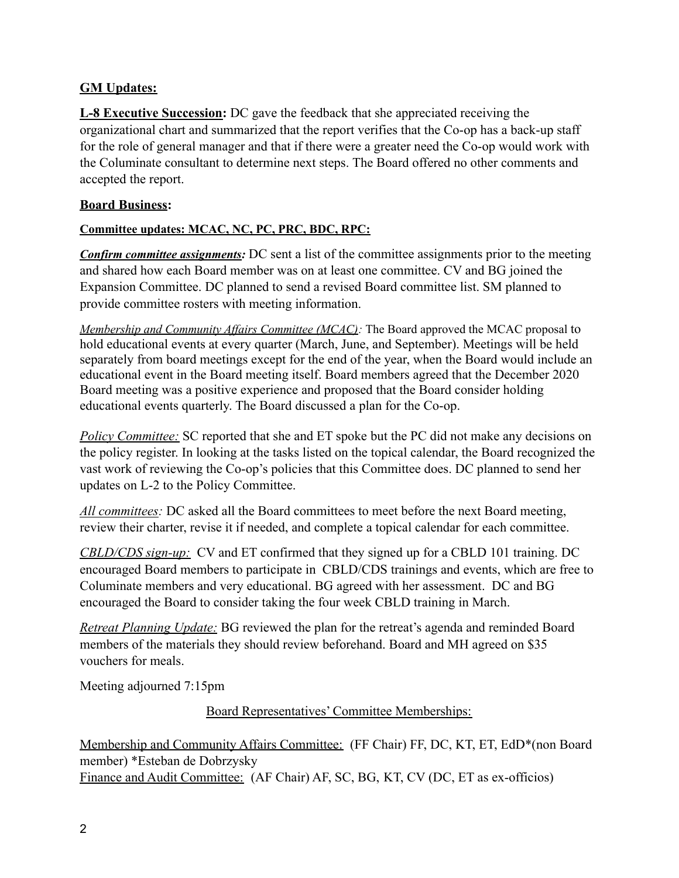**GM Updates:**

**L-8 Executive Succession:** DC gave the feedback that she appreciated receiving the organizational chart and summarized that the report verifies that the Co-op has a back-up staff for the role of general manager and that if there were a greater need the Co-op would work with the Columinate consultant to determine next steps. The Board offered no other comments and accepted the report.

**Board Business:**

**Committee updates: MCAC, NC, PC, PRC, BDC, RPC:**

***Confirm committee assignments:*** DC sent a list of the committee assignments prior to the meeting and shared how each Board member was on at least one committee. CV and BG joined the Expansion Committee. DC planned to send a revised Board committee list. SM planned to provide committee rosters with meeting information.

*Membership and Community Affairs Committee (MCAC):* The Board approved the MCAC proposal to hold educational events at every quarter (March, June, and September). Meetings will be held separately from board meetings except for the end of the year, when the Board would include an educational event in the Board meeting itself. Board members agreed that the December 2020 Board meeting was a positive experience and proposed that the Board consider holding educational events quarterly. The Board discussed a plan for the Co-op.

*Policy Committee:* SC reported that she and ET spoke but the PC did not make any decisions on the policy register. In looking at the tasks listed on the topical calendar, the Board recognized the vast work of reviewing the Co-op's policies that this Committee does. DC planned to send her updates on L-2 to the Policy Committee.

*All committees:* DC asked all the Board committees to meet before the next Board meeting, review their charter, revise it if needed, and complete a topical calendar for each committee.

*CBLD/CDS sign-up:* CV and ET confirmed that they signed up for a CBLD 101 training. DC encouraged Board members to participate in CBLD/CDS trainings and events, which are free to Columinate members and very educational. BG agreed with her assessment. DC and BG encouraged the Board to consider taking the four week CBLD training in March.

*Retreat Planning Update:* BG reviewed the plan for the retreat's agenda and reminded Board members of the materials they should review beforehand. Board and MH agreed on $35 vouchers for meals.

Meeting adjourned 7:15pm

Board Representatives' Committee Memberships:

Membership and Community Affairs Committee: (FF Chair) FF, DC, KT, ET, EdD*(non Board member) *Esteban de Dobrzysky
Finance and Audit Committee: (AF Chair) AF, SC, BG, KT, CV (DC, ET as ex-officios)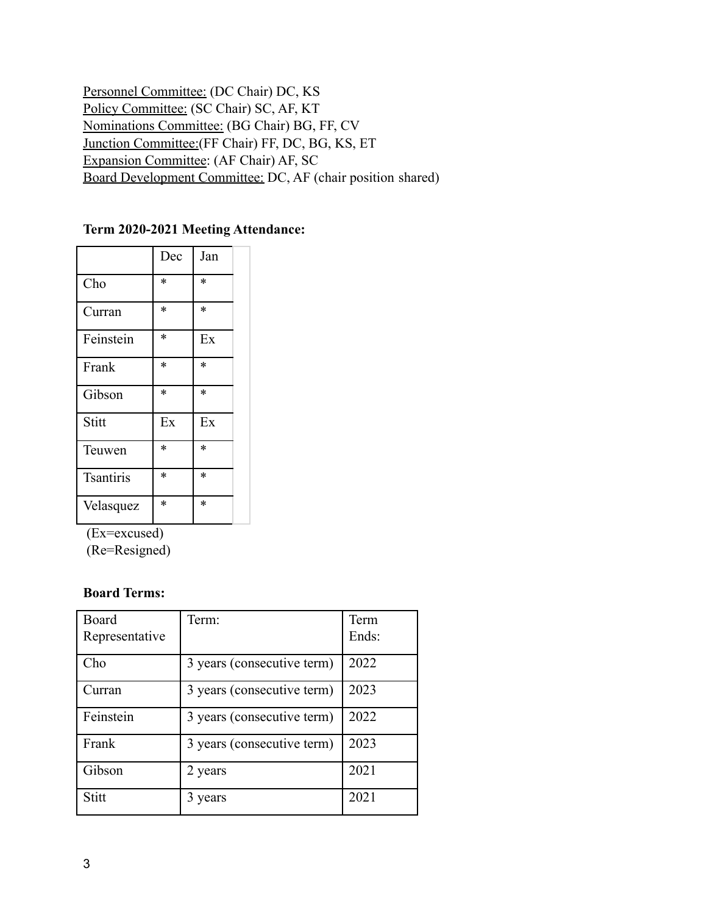<u>Personnel Committee:</u> (DC Chair) DC, KS
<u>Policy Committee:</u> (SC Chair) SC, AF, KT
<u>Nominations Committee:</u> (BG Chair) BG, FF, CV
<u>Junction Committee:</u>(FF Chair) FF, DC, BG, KS, ET
<u>Expansion Committee</u>: (AF Chair) AF, SC
<u>Board Development Committee:</u> DC, AF (chair position shared)

**Term 2020-2021 Meeting Attendance:**

| | Dec | Jan | |
|---|---|---|---|
| Cho | * | * | |
| Curran | * | * | |
| Feinstein | * | Ex | |
| Frank | * | * | |
| Gibson | * | * | |
| Stitt | Ex | Ex | |
| Teuwen | * | * | |
| Tsantiris | * | * | |
| Velasquez | * | * | |

(Ex=excused)
(Re=Resigned)

**Board Terms:**

| Board Representative | Term: | Term Ends: |
|---|---|---|
| Cho | 3 years (consecutive term) | 2022 |
| Curran | 3 years (consecutive term) | 2023 |
| Feinstein | 3 years (consecutive term) | 2022 |
| Frank | 3 years (consecutive term) | 2023 |
| Gibson | 2 years | 2021 |
| Stitt | 3 years | 2021 |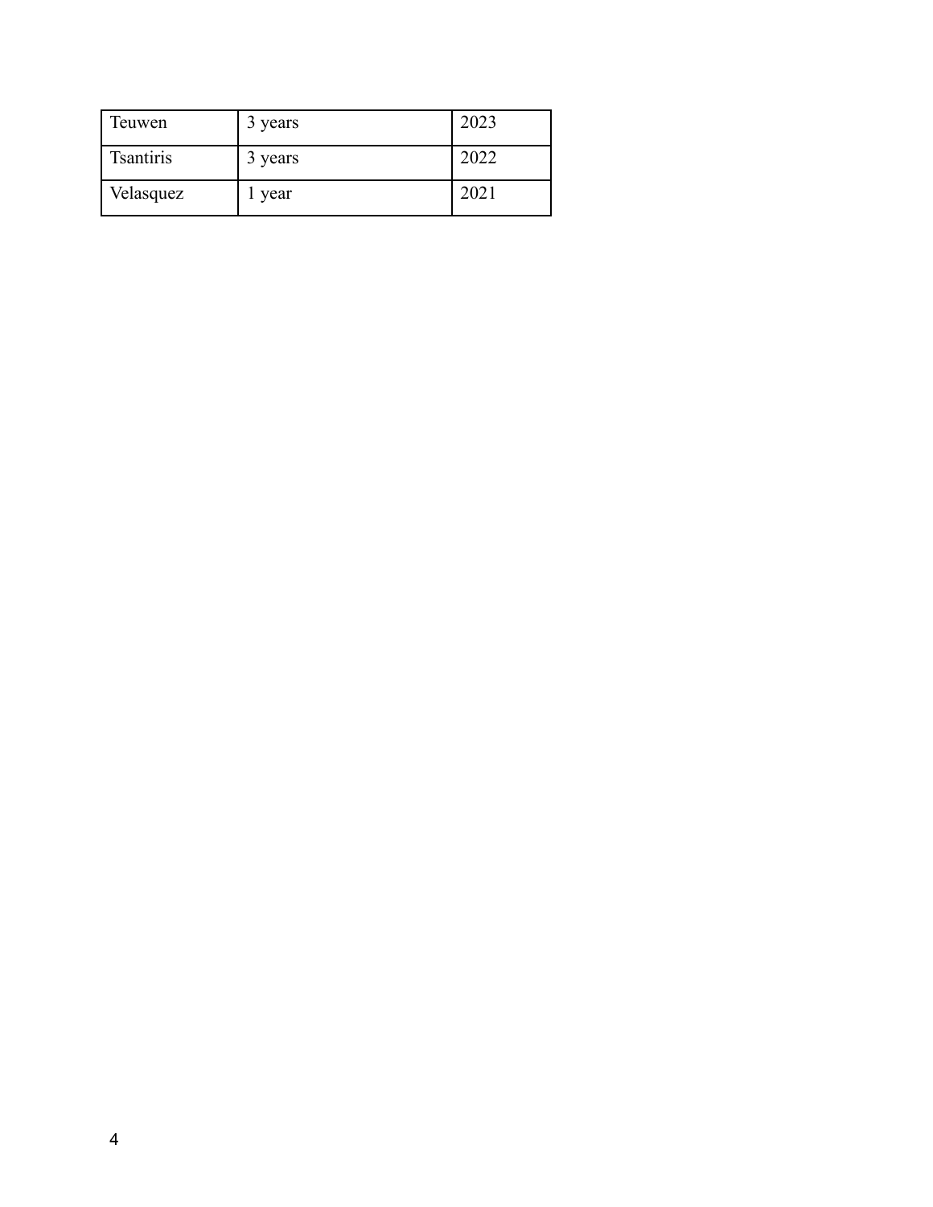| | | |
|---|---|---|
| Teuwen | 3 years | 2023 |
| Tsantiris | 3 years | 2022 |
| Velasquez | 1 year | 2021 |